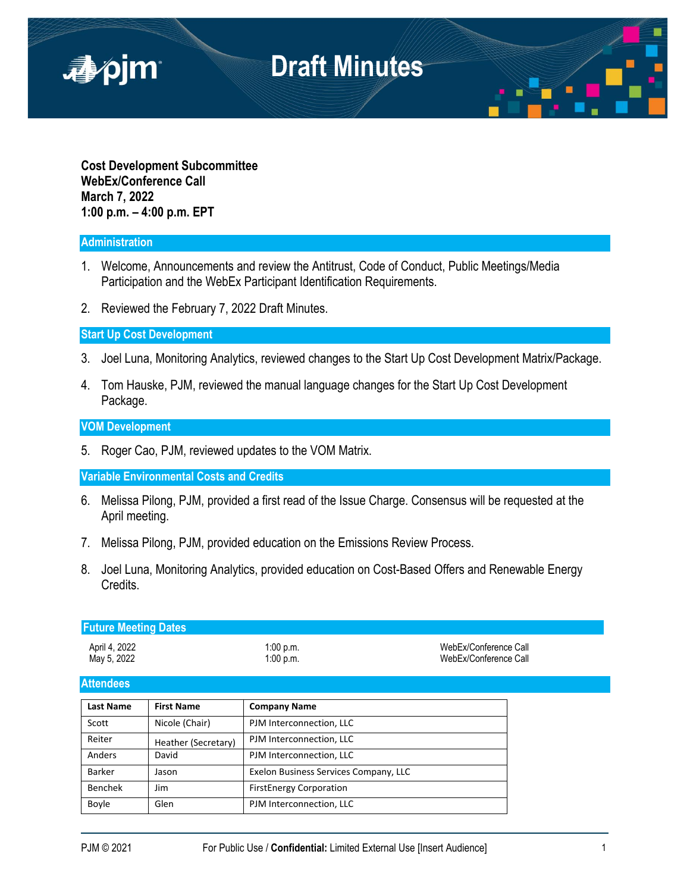# Draft Minutes

**Cost Development Subcommittee**
**WebEx/Conference Call**
**March 7, 2022**
**1:00 p.m. – 4:00 p.m. EPT**

## Administration

1. Welcome, Announcements and review the Antitrust, Code of Conduct, Public Meetings/Media Participation and the WebEx Participant Identification Requirements.

2. Reviewed the February 7, 2022 Draft Minutes.

## Start Up Cost Development

3. Joel Luna, Monitoring Analytics, reviewed changes to the Start Up Cost Development Matrix/Package.

4. Tom Hauske, PJM, reviewed the manual language changes for the Start Up Cost Development Package.

## VOM Development

5. Roger Cao, PJM, reviewed updates to the VOM Matrix.

## Variable Environmental Costs and Credits

6. Melissa Pilong, PJM, provided a first read of the Issue Charge. Consensus will be requested at the April meeting.

7. Melissa Pilong, PJM, provided education on the Emissions Review Process.

8. Joel Luna, Monitoring Analytics, provided education on Cost-Based Offers and Renewable Energy Credits.

## Future Meeting Dates

| | | |
|---|---|---|
| April 4, 2022 | 1:00 p.m. | WebEx/Conference Call |
| May 5, 2022 | 1:00 p.m. | WebEx/Conference Call |

## Attendees

| Last Name | First Name | Company Name |
|---|---|---|
| Scott | Nicole (Chair) | PJM Interconnection, LLC |
| Reiter | Heather (Secretary) | PJM Interconnection, LLC |
| Anders | David | PJM Interconnection, LLC |
| Barker | Jason | Exelon Business Services Company, LLC |
| Benchek | Jim | FirstEnergy Corporation |
| Boyle | Glen | PJM Interconnection, LLC |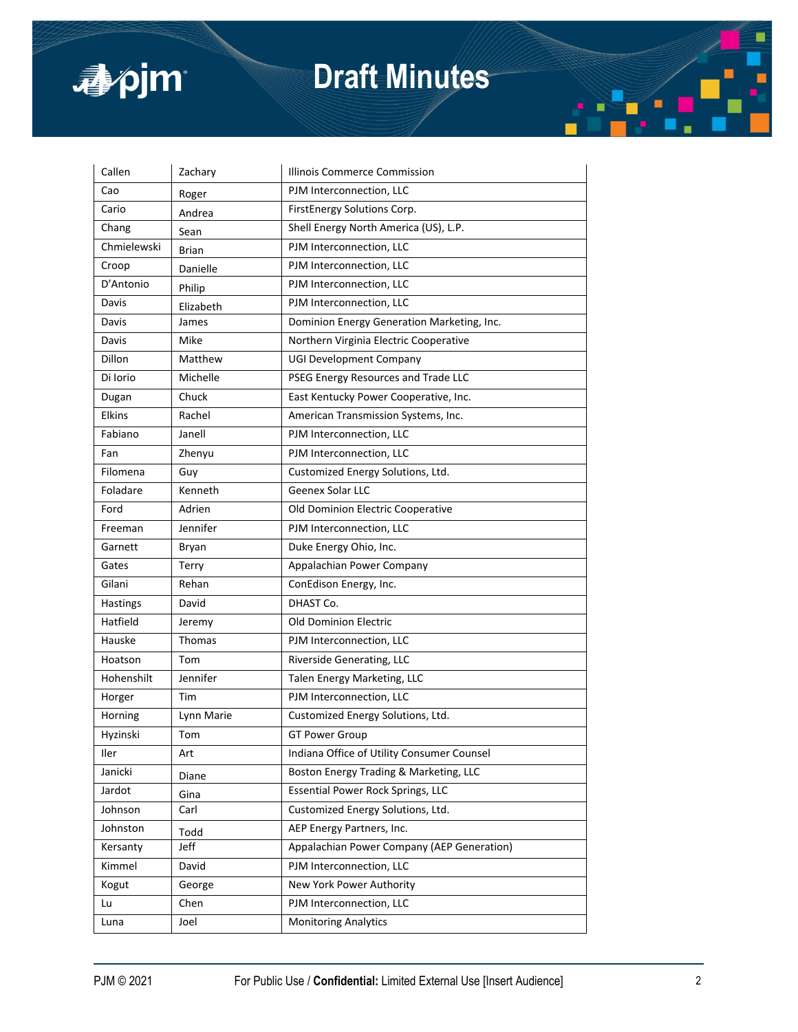| | | |
|---|---|---|
| Callen | Zachary | Illinois Commerce Commission |
| Cao | Roger | PJM Interconnection, LLC |
| Cario | Andrea | FirstEnergy Solutions Corp. |
| Chang | Sean | Shell Energy North America (US), L.P. |
| Chmielewski | Brian | PJM Interconnection, LLC |
| Croop | Danielle | PJM Interconnection, LLC |
| D'Antonio | Philip | PJM Interconnection, LLC |
| Davis | Elizabeth | PJM Interconnection, LLC |
| Davis | James | Dominion Energy Generation Marketing, Inc. |
| Davis | Mike | Northern Virginia Electric Cooperative |
| Dillon | Matthew | UGI Development Company |
| Di Iorio | Michelle | PSEG Energy Resources and Trade LLC |
| Dugan | Chuck | East Kentucky Power Cooperative, Inc. |
| Elkins | Rachel | American Transmission Systems, Inc. |
| Fabiano | Janell | PJM Interconnection, LLC |
| Fan | Zhenyu | PJM Interconnection, LLC |
| Filomena | Guy | Customized Energy Solutions, Ltd. |
| Foladare | Kenneth | Geenex Solar LLC |
| Ford | Adrien | Old Dominion Electric Cooperative |
| Freeman | Jennifer | PJM Interconnection, LLC |
| Garnett | Bryan | Duke Energy Ohio, Inc. |
| Gates | Terry | Appalachian Power Company |
| Gilani | Rehan | ConEdison Energy, Inc. |
| Hastings | David | DHAST Co. |
| Hatfield | Jeremy | Old Dominion Electric |
| Hauske | Thomas | PJM Interconnection, LLC |
| Hoatson | Tom | Riverside Generating, LLC |
| Hohenshilt | Jennifer | Talen Energy Marketing, LLC |
| Horger | Tim | PJM Interconnection, LLC |
| Horning | Lynn Marie | Customized Energy Solutions, Ltd. |
| Hyzinski | Tom | GT Power Group |
| Iler | Art | Indiana Office of Utility Consumer Counsel |
| Janicki | Diane | Boston Energy Trading & Marketing, LLC |
| Jardot | Gina | Essential Power Rock Springs, LLC |
| Johnson | Carl | Customized Energy Solutions, Ltd. |
| Johnston | Todd | AEP Energy Partners, Inc. |
| Kersanty | Jeff | Appalachian Power Company (AEP Generation) |
| Kimmel | David | PJM Interconnection, LLC |
| Kogut | George | New York Power Authority |
| Lu | Chen | PJM Interconnection, LLC |
| Luna | Joel | Monitoring Analytics |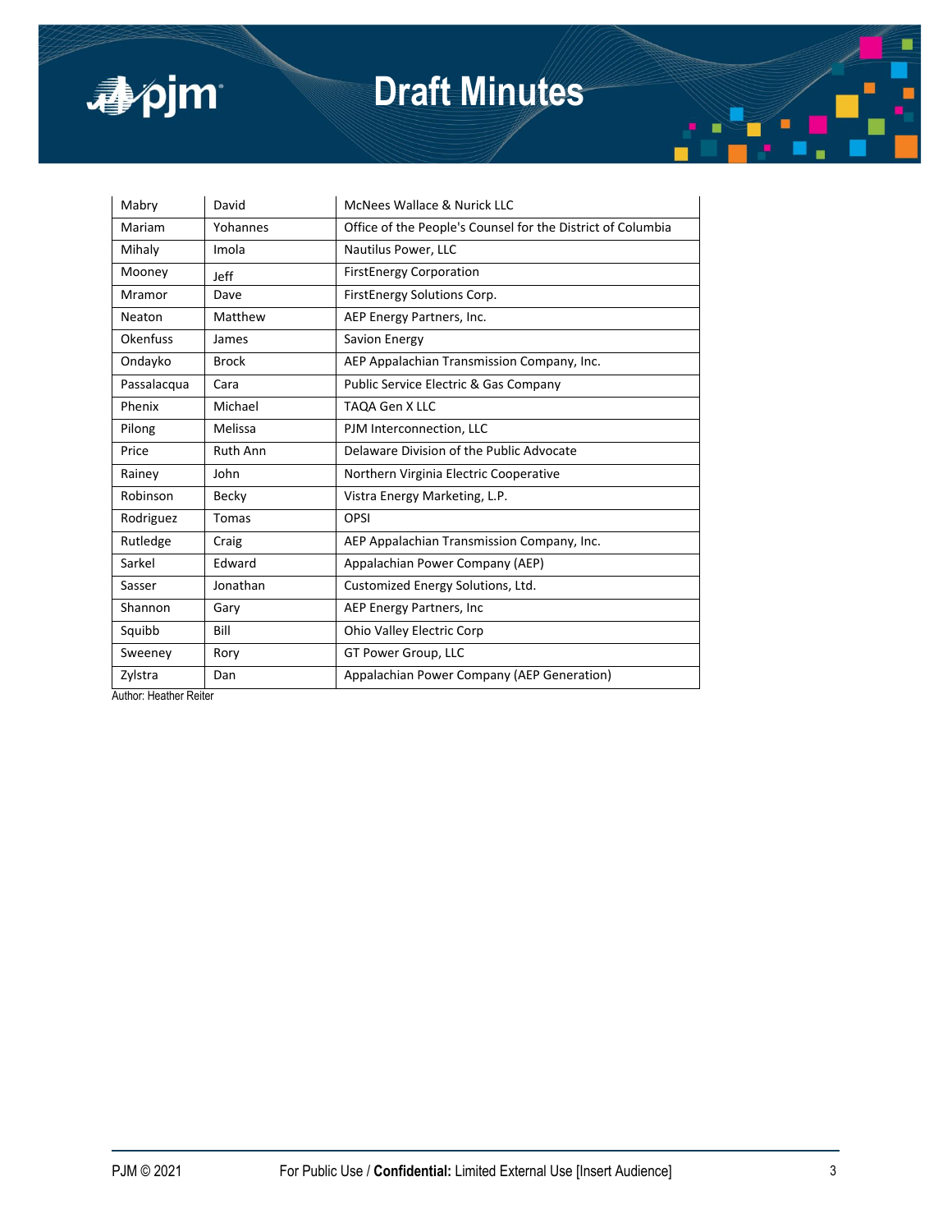| | | |
|---|---|---|
| Mabry | David | McNees Wallace & Nurick LLC |
| Mariam | Yohannes | Office of the People's Counsel for the District of Columbia |
| Mihaly | Imola | Nautilus Power, LLC |
| Mooney | Jeff | FirstEnergy Corporation |
| Mramor | Dave | FirstEnergy Solutions Corp. |
| Neaton | Matthew | AEP Energy Partners, Inc. |
| Okenfuss | James | Savion Energy |
| Ondayko | Brock | AEP Appalachian Transmission Company, Inc. |
| Passalacqua | Cara | Public Service Electric & Gas Company |
| Phenix | Michael | TAQA Gen X LLC |
| Pilong | Melissa | PJM Interconnection, LLC |
| Price | Ruth Ann | Delaware Division of the Public Advocate |
| Rainey | John | Northern Virginia Electric Cooperative |
| Robinson | Becky | Vistra Energy Marketing, L.P. |
| Rodriguez | Tomas | OPSI |
| Rutledge | Craig | AEP Appalachian Transmission Company, Inc. |
| Sarkel | Edward | Appalachian Power Company (AEP) |
| Sasser | Jonathan | Customized Energy Solutions, Ltd. |
| Shannon | Gary | AEP Energy Partners, Inc |
| Squibb | Bill | Ohio Valley Electric Corp |
| Sweeney | Rory | GT Power Group, LLC |
| Zylstra | Dan | Appalachian Power Company (AEP Generation) |

Author: Heather Reiter